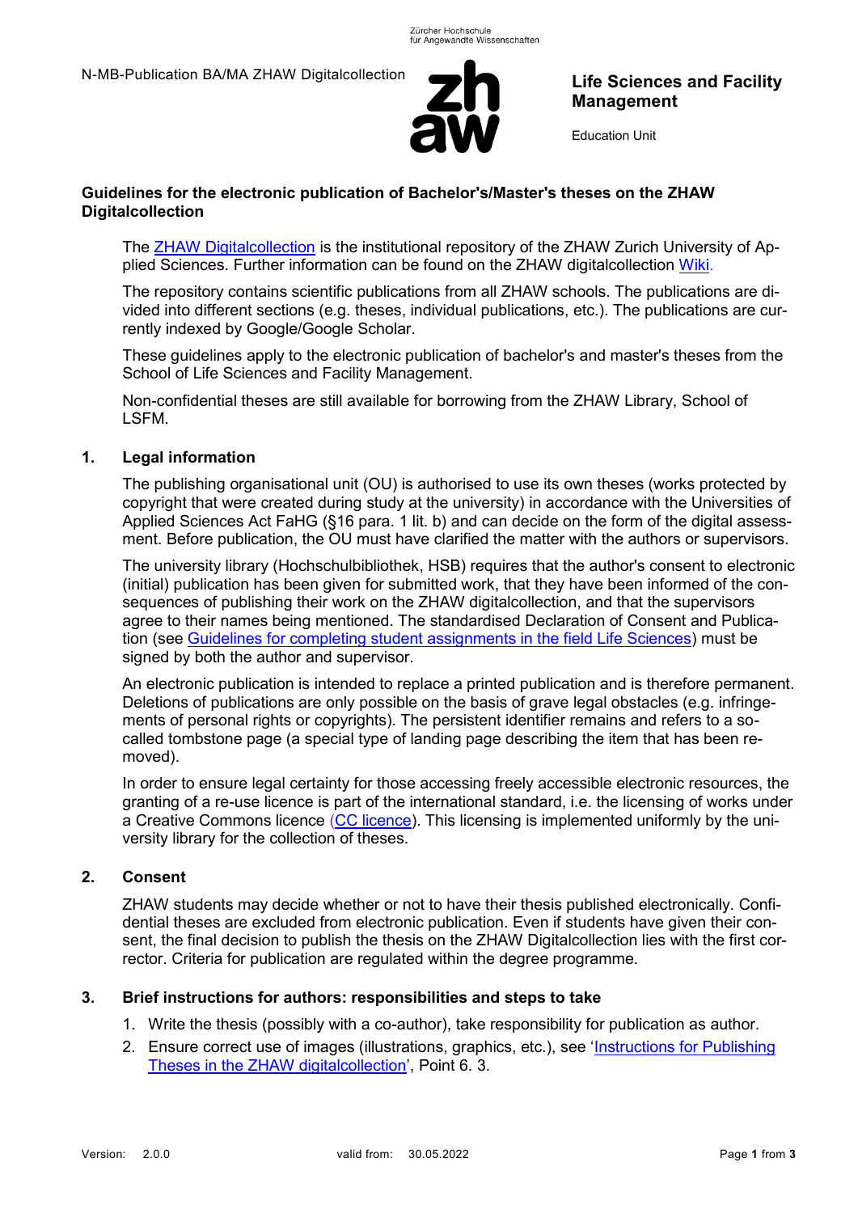N-MB-Publication BA/MA ZHAW Digitalcollection

**Life Sciences and Facility Management**

Education Unit

## Guidelines for the electronic publication of Bachelor's/Master's theses on the ZHAW Digitalcollection

The ZHAW Digitalcollection is the institutional repository of the ZHAW Zurich University of Applied Sciences. Further information can be found on the ZHAW digitalcollection Wiki.

The repository contains scientific publications from all ZHAW schools. The publications are divided into different sections (e.g. theses, individual publications, etc.). The publications are currently indexed by Google/Google Scholar.

These guidelines apply to the electronic publication of bachelor's and master's theses from the School of Life Sciences and Facility Management.

Non-confidential theses are still available for borrowing from the ZHAW Library, School of LSFM.

### 1. Legal information

The publishing organisational unit (OU) is authorised to use its own theses (works protected by copyright that were created during study at the university) in accordance with the Universities of Applied Sciences Act FaHG (§16 para. 1 lit. b) and can decide on the form of the digital assessment. Before publication, the OU must have clarified the matter with the authors or supervisors.

The university library (Hochschulbibliothek, HSB) requires that the author's consent to electronic (initial) publication has been given for submitted work, that they have been informed of the consequences of publishing their work on the ZHAW digitalcollection, and that the supervisors agree to their names being mentioned. The standardised Declaration of Consent and Publication (see Guidelines for completing student assignments in the field Life Sciences) must be signed by both the author and supervisor.

An electronic publication is intended to replace a printed publication and is therefore permanent. Deletions of publications are only possible on the basis of grave legal obstacles (e.g. infringements of personal rights or copyrights). The persistent identifier remains and refers to a so-called tombstone page (a special type of landing page describing the item that has been removed).

In order to ensure legal certainty for those accessing freely accessible electronic resources, the granting of a re-use licence is part of the international standard, i.e. the licensing of works under a Creative Commons licence (CC licence). This licensing is implemented uniformly by the university library for the collection of theses.

### 2. Consent

ZHAW students may decide whether or not to have their thesis published electronically. Confidential theses are excluded from electronic publication. Even if students have given their consent, the final decision to publish the thesis on the ZHAW Digitalcollection lies with the first corrector. Criteria for publication are regulated within the degree programme.

### 3. Brief instructions for authors: responsibilities and steps to take

1. Write the thesis (possibly with a co-author), take responsibility for publication as author.
2. Ensure correct use of images (illustrations, graphics, etc.), see 'Instructions for Publishing Theses in the ZHAW digitalcollection', Point 6. 3.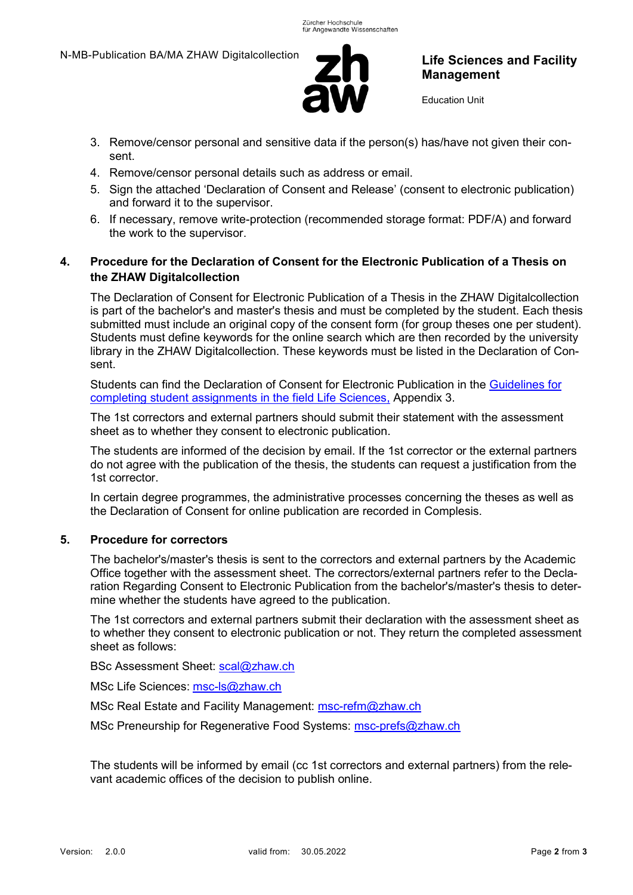3. Remove/censor personal and sensitive data if the person(s) has/have not given their consent.
4. Remove/censor personal details such as address or email.
5. Sign the attached 'Declaration of Consent and Release' (consent to electronic publication) and forward it to the supervisor.
6. If necessary, remove write-protection (recommended storage format: PDF/A) and forward the work to the supervisor.

## 4. Procedure for the Declaration of Consent for the Electronic Publication of a Thesis on the ZHAW Digitalcollection

The Declaration of Consent for Electronic Publication of a Thesis in the ZHAW Digitalcollection is part of the bachelor's and master's thesis and must be completed by the student. Each thesis submitted must include an original copy of the consent form (for group theses one per student). Students must define keywords for the online search which are then recorded by the university library in the ZHAW Digitalcollection. These keywords must be listed in the Declaration of Consent.

Students can find the Declaration of Consent for Electronic Publication in the Guidelines for completing student assignments in the field Life Sciences, Appendix 3.

The 1st correctors and external partners should submit their statement with the assessment sheet as to whether they consent to electronic publication.

The students are informed of the decision by email. If the 1st corrector or the external partners do not agree with the publication of the thesis, the students can request a justification from the 1st corrector.

In certain degree programmes, the administrative processes concerning the theses as well as the Declaration of Consent for online publication are recorded in Complesis.

## 5. Procedure for correctors

The bachelor's/master's thesis is sent to the correctors and external partners by the Academic Office together with the assessment sheet. The correctors/external partners refer to the Declaration Regarding Consent to Electronic Publication from the bachelor's/master's thesis to determine whether the students have agreed to the publication.

The 1st correctors and external partners submit their declaration with the assessment sheet as to whether they consent to electronic publication or not. They return the completed assessment sheet as follows:

BSc Assessment Sheet: scal@zhaw.ch

MSc Life Sciences: msc-ls@zhaw.ch

MSc Real Estate and Facility Management: msc-refm@zhaw.ch

MSc Preneurship for Regenerative Food Systems: msc-prefs@zhaw.ch

The students will be informed by email (cc 1st correctors and external partners) from the relevant academic offices of the decision to publish online.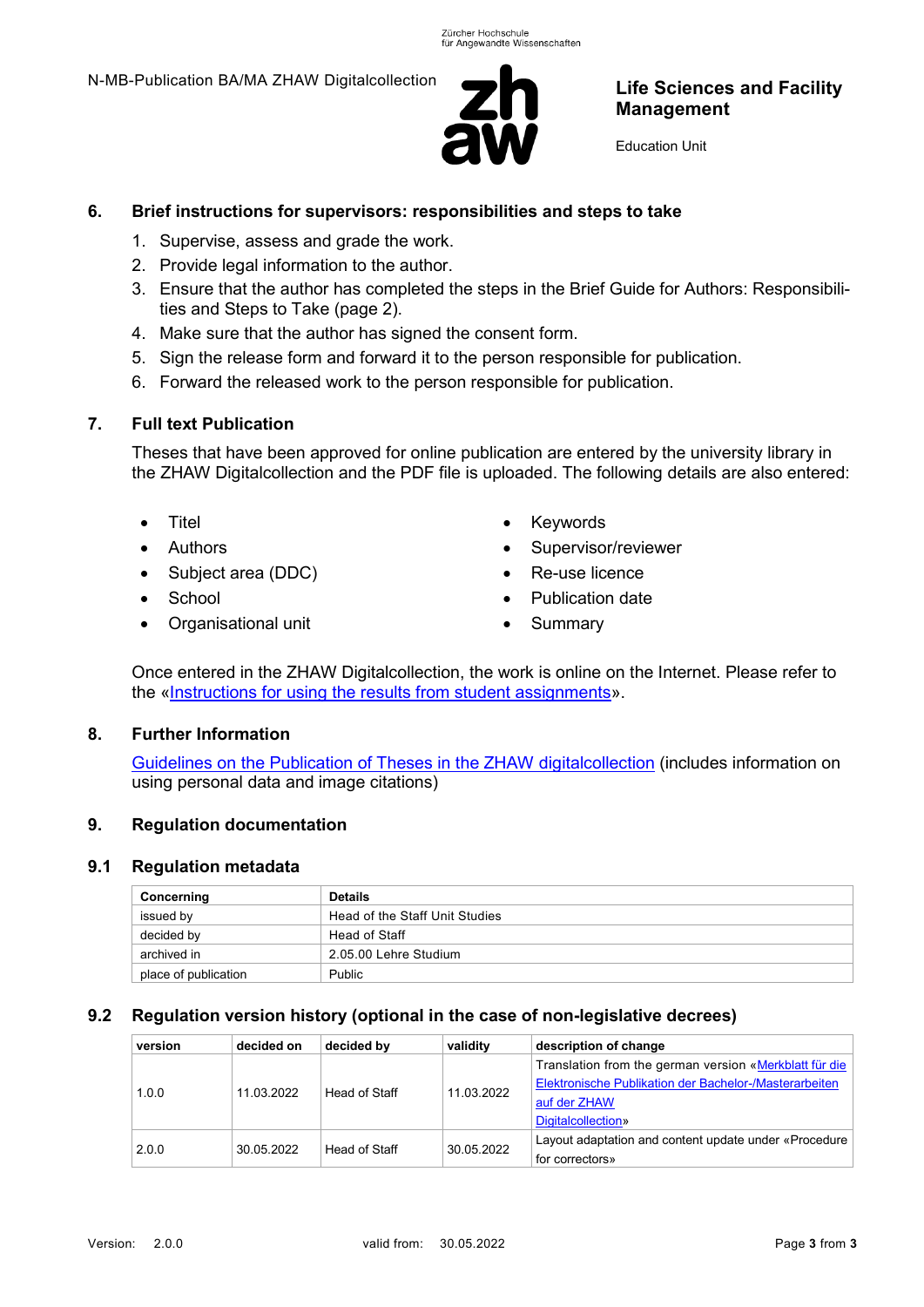## 6. Brief instructions for supervisors: responsibilities and steps to take

1. Supervise, assess and grade the work.
2. Provide legal information to the author.
3. Ensure that the author has completed the steps in the Brief Guide for Authors: Responsibilities and Steps to Take (page 2).
4. Make sure that the author has signed the consent form.
5. Sign the release form and forward it to the person responsible for publication.
6. Forward the released work to the person responsible for publication.

## 7. Full text Publication

Theses that have been approved for online publication are entered by the university library in the ZHAW Digitalcollection and the PDF file is uploaded. The following details are also entered:

- Titel
- Authors
- Subject area (DDC)
- School
- Organisational unit
- Keywords
- Supervisor/reviewer
- Re-use licence
- Publication date
- Summary

Once entered in the ZHAW Digitalcollection, the work is online on the Internet. Please refer to the «Instructions for using the results from student assignments».

## 8. Further Information

Guidelines on the Publication of Theses in the ZHAW digitalcollection (includes information on using personal data and image citations)

## 9. Regulation documentation

### 9.1 Regulation metadata

| Concerning | Details |
|---|---|
| issued by | Head of the Staff Unit Studies |
| decided by | Head of Staff |
| archived in | 2.05.00 Lehre Studium |
| place of publication | Public |

### 9.2 Regulation version history (optional in the case of non-legislative decrees)

| version | decided on | decided by | validity | description of change |
|---|---|---|---|---|
| 1.0.0 | 11.03.2022 | Head of Staff | 11.03.2022 | Translation from the german version «Merkblatt für die Elektronische Publikation der Bachelor-/Masterarbeiten auf der ZHAW Digitalcollection» |
| 2.0.0 | 30.05.2022 | Head of Staff | 30.05.2022 | Layout adaptation and content update under «Procedure for correctors» |